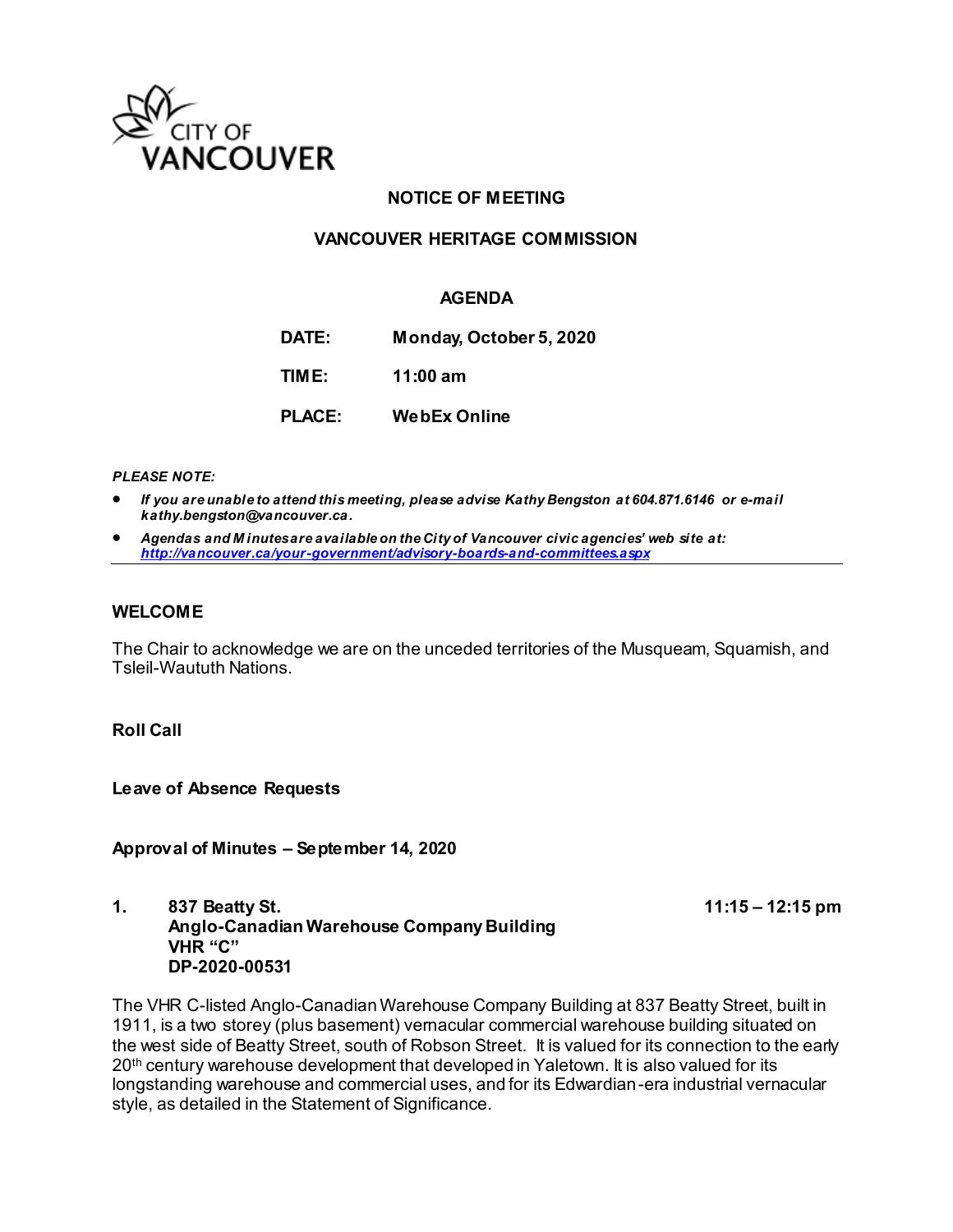CITY OF VANCOUVER

# NOTICE OF MEETING

## VANCOUVER HERITAGE COMMISSION

### AGENDA

| | |
|---|---|
| **DATE:** | **Monday, October 5, 2020** |
| **TIME:** | **11:00 am** |
| **PLACE:** | **WebEx Online** |

***PLEASE NOTE:***

- ***If you are unable to attend this meeting, please advise Kathy Bengston at 604.871.6146 or e-mail kathy.bengston@vancouver.ca.***
- ***Agendas and Minutes are available on the City of Vancouver civic agencies' web site at: http://vancouver.ca/your-government/advisory-boards-and-committees.aspx***

---

**WELCOME**

The Chair to acknowledge we are on the unceded territories of the Musqueam, Squamish, and Tsleil-Waututh Nations.

**Roll Call**

**Leave of Absence Requests**

**Approval of Minutes – September 14, 2020**

**1. 837 Beatty St.** **11:15 – 12:15 pm**
**Anglo-Canadian Warehouse Company Building**
**VHR "C"**
**DP-2020-00531**

The VHR C-listed Anglo-Canadian Warehouse Company Building at 837 Beatty Street, built in 1911, is a two storey (plus basement) vernacular commercial warehouse building situated on the west side of Beatty Street, south of Robson Street. It is valued for its connection to the early 20th century warehouse development that developed in Yaletown. It is also valued for its longstanding warehouse and commercial uses, and for its Edwardian-era industrial vernacular style, as detailed in the Statement of Significance.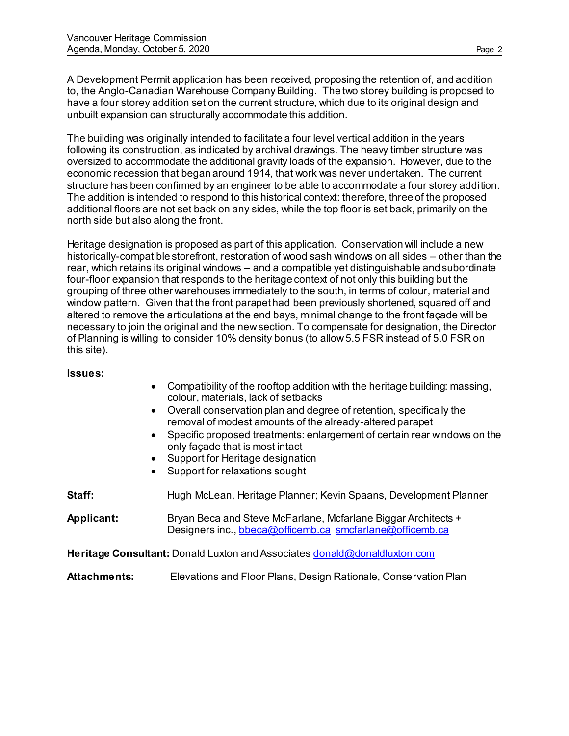A Development Permit application has been received, proposing the retention of, and addition to, the Anglo-Canadian Warehouse Company Building. The two storey building is proposed to have a four storey addition set on the current structure, which due to its original design and unbuilt expansion can structurally accommodate this addition.

The building was originally intended to facilitate a four level vertical addition in the years following its construction, as indicated by archival drawings. The heavy timber structure was oversized to accommodate the additional gravity loads of the expansion. However, due to the economic recession that began around 1914, that work was never undertaken. The current structure has been confirmed by an engineer to be able to accommodate a four storey addition. The addition is intended to respond to this historical context: therefore, three of the proposed additional floors are not set back on any sides, while the top floor is set back, primarily on the north side but also along the front.

Heritage designation is proposed as part of this application. Conservation will include a new historically-compatible storefront, restoration of wood sash windows on all sides – other than the rear, which retains its original windows – and a compatible yet distinguishable and subordinate four-floor expansion that responds to the heritage context of not only this building but the grouping of three other warehouses immediately to the south, in terms of colour, material and window pattern. Given that the front parapet had been previously shortened, squared off and altered to remove the articulations at the end bays, minimal change to the front façade will be necessary to join the original and the new section. To compensate for designation, the Director of Planning is willing to consider 10% density bonus (to allow 5.5 FSR instead of 5.0 FSR on this site).

**Issues:**

- Compatibility of the rooftop addition with the heritage building: massing, colour, materials, lack of setbacks
- Overall conservation plan and degree of retention, specifically the removal of modest amounts of the already-altered parapet
- Specific proposed treatments: enlargement of certain rear windows on the only façade that is most intact
- Support for Heritage designation
- Support for relaxations sought

**Staff:** Hugh McLean, Heritage Planner; Kevin Spaans, Development Planner

**Applicant:** Bryan Beca and Steve McFarlane, Mcfarlane Biggar Architects + Designers inc., bbeca@officemb.ca smcfarlane@officemb.ca

**Heritage Consultant:** Donald Luxton and Associates donald@donaldluxton.com

**Attachments:** Elevations and Floor Plans, Design Rationale, Conservation Plan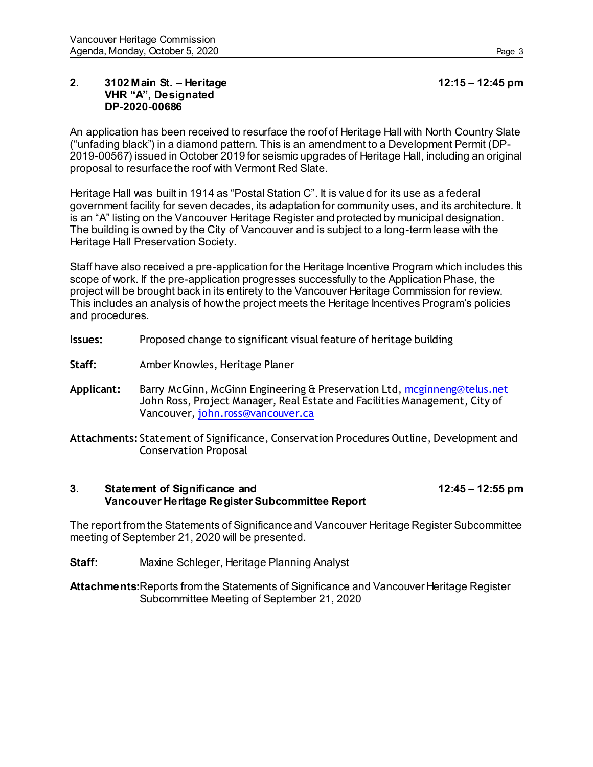## 2. 3102 Main St. – Heritage VHR "A", Designated DP-2020-00686

**12:15 – 12:45 pm**

An application has been received to resurface the roof of Heritage Hall with North Country Slate ("unfading black") in a diamond pattern. This is an amendment to a Development Permit (DP-2019-00567) issued in October 2019 for seismic upgrades of Heritage Hall, including an original proposal to resurface the roof with Vermont Red Slate.

Heritage Hall was built in 1914 as "Postal Station C". It is valued for its use as a federal government facility for seven decades, its adaptation for community uses, and its architecture. It is an "A" listing on the Vancouver Heritage Register and protected by municipal designation. The building is owned by the City of Vancouver and is subject to a long-term lease with the Heritage Hall Preservation Society.

Staff have also received a pre-application for the Heritage Incentive Program which includes this scope of work. If the pre-application progresses successfully to the Application Phase, the project will be brought back in its entirety to the Vancouver Heritage Commission for review. This includes an analysis of how the project meets the Heritage Incentives Program's policies and procedures.

**Issues:** Proposed change to significant visual feature of heritage building

**Staff:** Amber Knowles, Heritage Planer

**Applicant:** Barry McGinn, McGinn Engineering & Preservation Ltd, mcginneng@telus.net
John Ross, Project Manager, Real Estate and Facilities Management, City of Vancouver, john.ross@vancouver.ca

**Attachments:** Statement of Significance, Conservation Procedures Outline, Development and Conservation Proposal

## 3. Statement of Significance and Vancouver Heritage Register Subcommittee Report

**12:45 – 12:55 pm**

The report from the Statements of Significance and Vancouver Heritage Register Subcommittee meeting of September 21, 2020 will be presented.

**Staff:** Maxine Schleger, Heritage Planning Analyst

**Attachments:** Reports from the Statements of Significance and Vancouver Heritage Register Subcommittee Meeting of September 21, 2020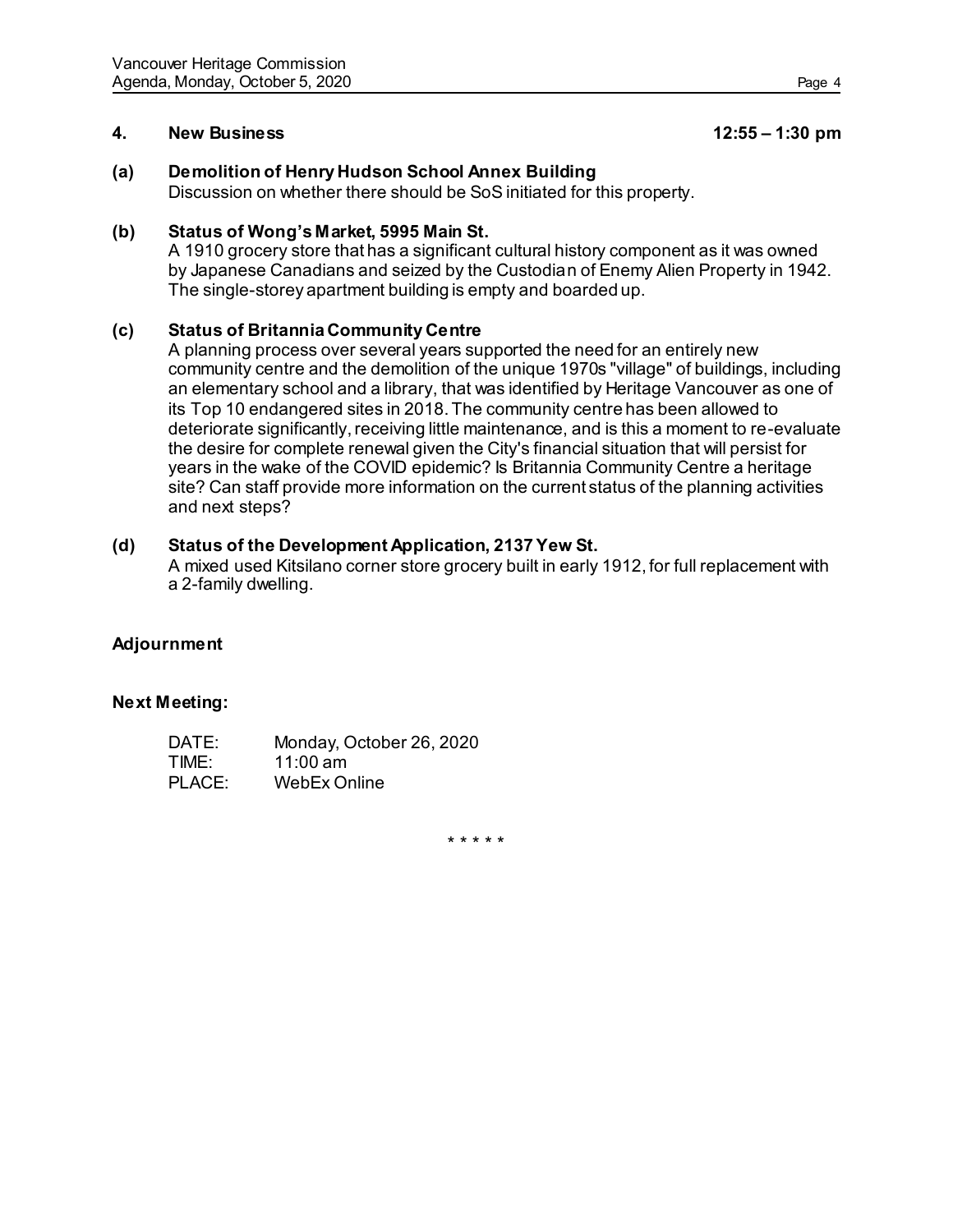## 4. New Business 12:55 – 1:30 pm

**(a) Demolition of Henry Hudson School Annex Building**
Discussion on whether there should be SoS initiated for this property.

**(b) Status of Wong's Market, 5995 Main St.**
A 1910 grocery store that has a significant cultural history component as it was owned by Japanese Canadians and seized by the Custodian of Enemy Alien Property in 1942. The single-storey apartment building is empty and boarded up.

**(c) Status of Britannia Community Centre**
A planning process over several years supported the need for an entirely new community centre and the demolition of the unique 1970s "village" of buildings, including an elementary school and a library, that was identified by Heritage Vancouver as one of its Top 10 endangered sites in 2018. The community centre has been allowed to deteriorate significantly, receiving little maintenance, and is this a moment to re-evaluate the desire for complete renewal given the City's financial situation that will persist for years in the wake of the COVID epidemic? Is Britannia Community Centre a heritage site? Can staff provide more information on the current status of the planning activities and next steps?

**(d) Status of the Development Application, 2137 Yew St.**
A mixed used Kitsilano corner store grocery built in early 1912, for full replacement with a 2-family dwelling.

**Adjournment**

**Next Meeting:**

DATE: Monday, October 26, 2020
TIME: 11:00 am
PLACE: WebEx Online

\* \* \* \* \*